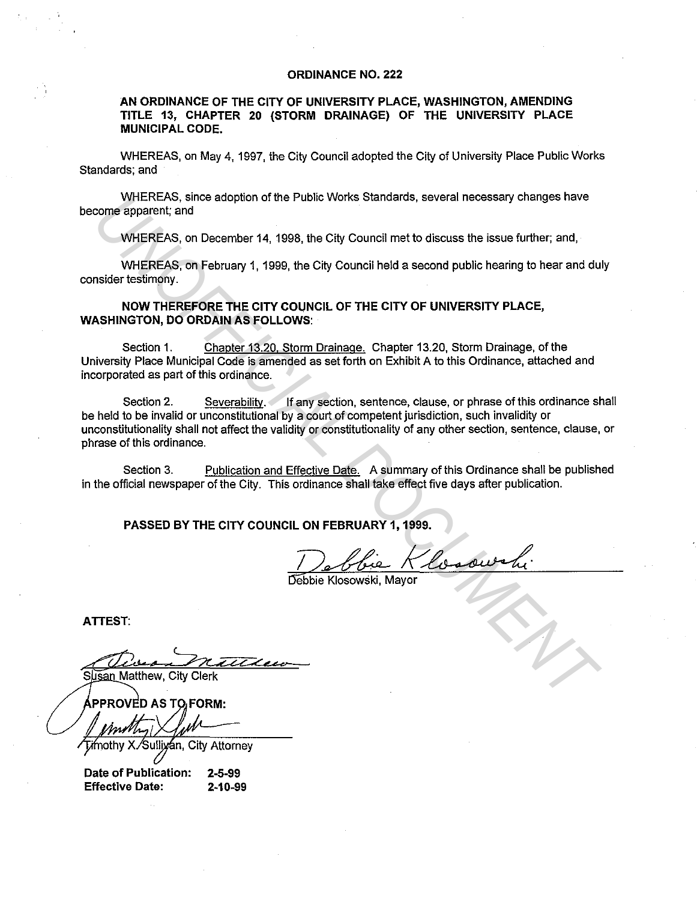# ORDINANCE NO. 222

## AN ORDINANCE OF THE CITY OF UNIVERSITY PLACE, WASHINGTON, AMENDING TITLE 13, CHAPTER 20 (STORM DRAINAGE) OF THE UNIVERSITY PLACE MUNICIPAL CODE.

WHEREAS, on May 4, 1997, the City Council adopted the City of University Place Public Works Standards; and

WHEREAS, since adoption of the Public Works Standards, several necessary changes have become apparent; and

WHEREAS, on December 14, 1998, the City Council met to discuss the issue further; and,

WHEREAS, on February 1, 1999, the City Council held a second public hearing to hear and duly consider testimony.

**NOW THEREFORE THE CITY COUNCIL OF THE CITY OF UNIVERSITY PLACE, WASHINGTON, DO ORDAIN AS FOLLOWS:**

Section 1. Chapter 13.20, Storm Drainage. Chapter 13.20, Storm Drainage, of the University Place Municipal Code is amended as set forth on Exhibit A to this Ordinance, attached and incorporated as part of this ordinance.

Section 2. Severability. If any section, sentence, clause, or phrase of this ordinance shall be held to be invalid or unconstitutional by a court of competent jurisdiction, such invalidity or unconstitutionality shall not affect the validity or constitutionality of any other section, sentence, clause, or phrase of this ordinance.

Section 3. Publication and Effective Date. A summary of this Ordinance shall be published in the official newspaper of the City. This ordinance shall take effect five days after publication.

**PASSED BY THE CITY COUNCIL ON FEBRUARY 1, 1999.**

Debbie Klosowski

Debbie Klosowski, Mayor

**ATTEST:**

Susan Matthew

Susan Matthew, City Clerk

**APPROVED AS TO FORM:**

Timothy X. Sullivan

Timothy X. Sullivan, City Attorney

**Date of Publication:** 2-5-99
**Effective Date:** 2-10-99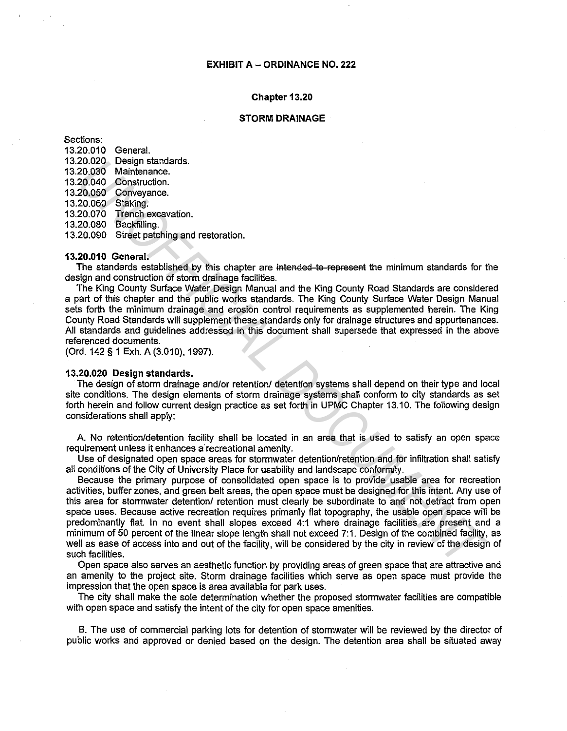**EXHIBIT A – ORDINANCE NO. 222**

**Chapter 13.20**

**STORM DRAINAGE**

Sections:
13.20.010 General.
13.20.020 Design standards.
13.20.030 Maintenance.
13.20.040 Construction.
13.20.050 Conveyance.
13.20.060 Staking.
13.20.070 Trench excavation.
13.20.080 Backfilling.
13.20.090 Street patching and restoration.

**13.20.010 General.**

The standards established by this chapter are ~~intended to represent~~ the minimum standards for the design and construction of storm drainage facilities.

The King County Surface Water Design Manual and the King County Road Standards are considered a part of this chapter and the public works standards. The King County Surface Water Design Manual sets forth the minimum drainage and erosion control requirements as supplemented herein. The King County Road Standards will supplement these standards only for drainage structures and appurtenances. All standards and guidelines addressed in this document shall supersede that expressed in the above referenced documents.
(Ord. 142 § 1 Exh. A (3.010), 1997).

**13.20.020 Design standards.**

The design of storm drainage and/or retention/ detention systems shall depend on their type and local site conditions. The design elements of storm drainage systems shall conform to city standards as set forth herein and follow current design practice as set forth in UPMC Chapter 13.10. The following design considerations shall apply:

A. No retention/detention facility shall be located in an area that is used to satisfy an open space requirement unless it enhances a recreational amenity.

Use of designated open space areas for stormwater detention/retention and for infiltration shall satisfy all conditions of the City of University Place for usability and landscape conformity.

Because the primary purpose of consolidated open space is to provide usable area for recreation activities, buffer zones, and green belt areas, the open space must be designed for this intent. Any use of this area for stormwater detention/ retention must clearly be subordinate to and not detract from open space uses. Because active recreation requires primarily flat topography, the usable open space will be predominantly flat. In no event shall slopes exceed 4:1 where drainage facilities are present and a minimum of 50 percent of the linear slope length shall not exceed 7:1. Design of the combined facility, as well as ease of access into and out of the facility, will be considered by the city in review of the design of such facilities.

Open space also serves an aesthetic function by providing areas of green space that are attractive and an amenity to the project site. Storm drainage facilities which serve as open space must provide the impression that the open space is area available for park uses.

The city shall make the sole determination whether the proposed stormwater facilities are compatible with open space and satisfy the intent of the city for open space amenities.

B. The use of commercial parking lots for detention of stormwater will be reviewed by the director of public works and approved or denied based on the design. The detention area shall be situated away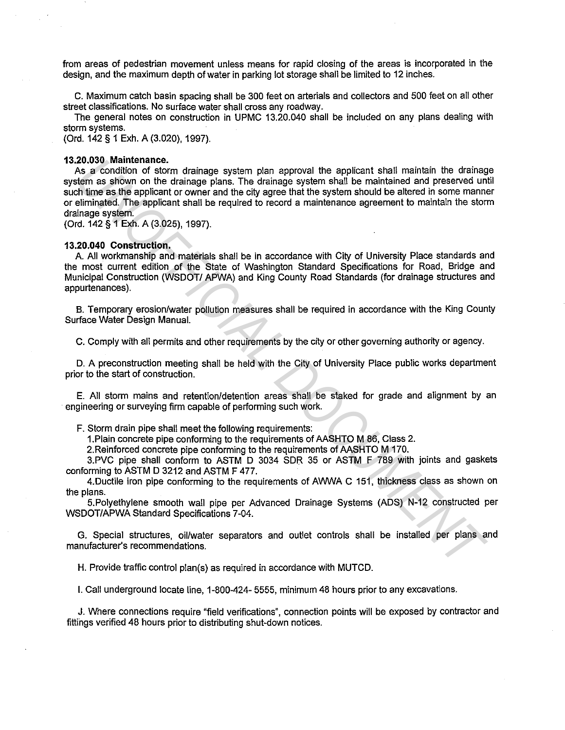from areas of pedestrian movement unless means for rapid closing of the areas is incorporated in the design, and the maximum depth of water in parking lot storage shall be limited to 12 inches.

C. Maximum catch basin spacing shall be 300 feet on arterials and collectors and 500 feet on all other street classifications. No surface water shall cross any roadway.

The general notes on construction in UPMC 13.20.040 shall be included on any plans dealing with storm systems.

(Ord. 142 § 1 Exh. A (3.020), 1997).

**13.20.030 Maintenance.**

As a condition of storm drainage system plan approval the applicant shall maintain the drainage system as shown on the drainage plans. The drainage system shall be maintained and preserved until such time as the applicant or owner and the city agree that the system should be altered in some manner or eliminated. The applicant shall be required to record a maintenance agreement to maintain the storm drainage system.

(Ord. 142 § 1 Exh. A (3.025), 1997).

**13.20.040 Construction.**

A. All workmanship and materials shall be in accordance with City of University Place standards and the most current edition of the State of Washington Standard Specifications for Road, Bridge and Municipal Construction (WSDOT/ APWA) and King County Road Standards (for drainage structures and appurtenances).

B. Temporary erosion/water pollution measures shall be required in accordance with the King County Surface Water Design Manual.

C. Comply with all permits and other requirements by the city or other governing authority or agency.

D. A preconstruction meeting shall be held with the City of University Place public works department prior to the start of construction.

E. All storm mains and retention/detention areas shall be staked for grade and alignment by an engineering or surveying firm capable of performing such work.

F. Storm drain pipe shall meet the following requirements:

1. Plain concrete pipe conforming to the requirements of AASHTO M 86, Class 2.
2. Reinforced concrete pipe conforming to the requirements of AASHTO M 170.
3. PVC pipe shall conform to ASTM D 3034 SDR 35 or ASTM F 789 with joints and gaskets conforming to ASTM D 3212 and ASTM F 477.
4. Ductile iron pipe conforming to the requirements of AWWA C 151, thickness class as shown on the plans.
5. Polyethylene smooth wall pipe per Advanced Drainage Systems (ADS) N-12 constructed per WSDOT/APWA Standard Specifications 7-04.

G. Special structures, oil/water separators and outlet controls shall be installed per plans and manufacturer's recommendations.

H. Provide traffic control plan(s) as required in accordance with MUTCD.

I. Call underground locate line, 1-800-424- 5555, minimum 48 hours prior to any excavations.

J. Where connections require "field verifications", connection points will be exposed by contractor and fittings verified 48 hours prior to distributing shut-down notices.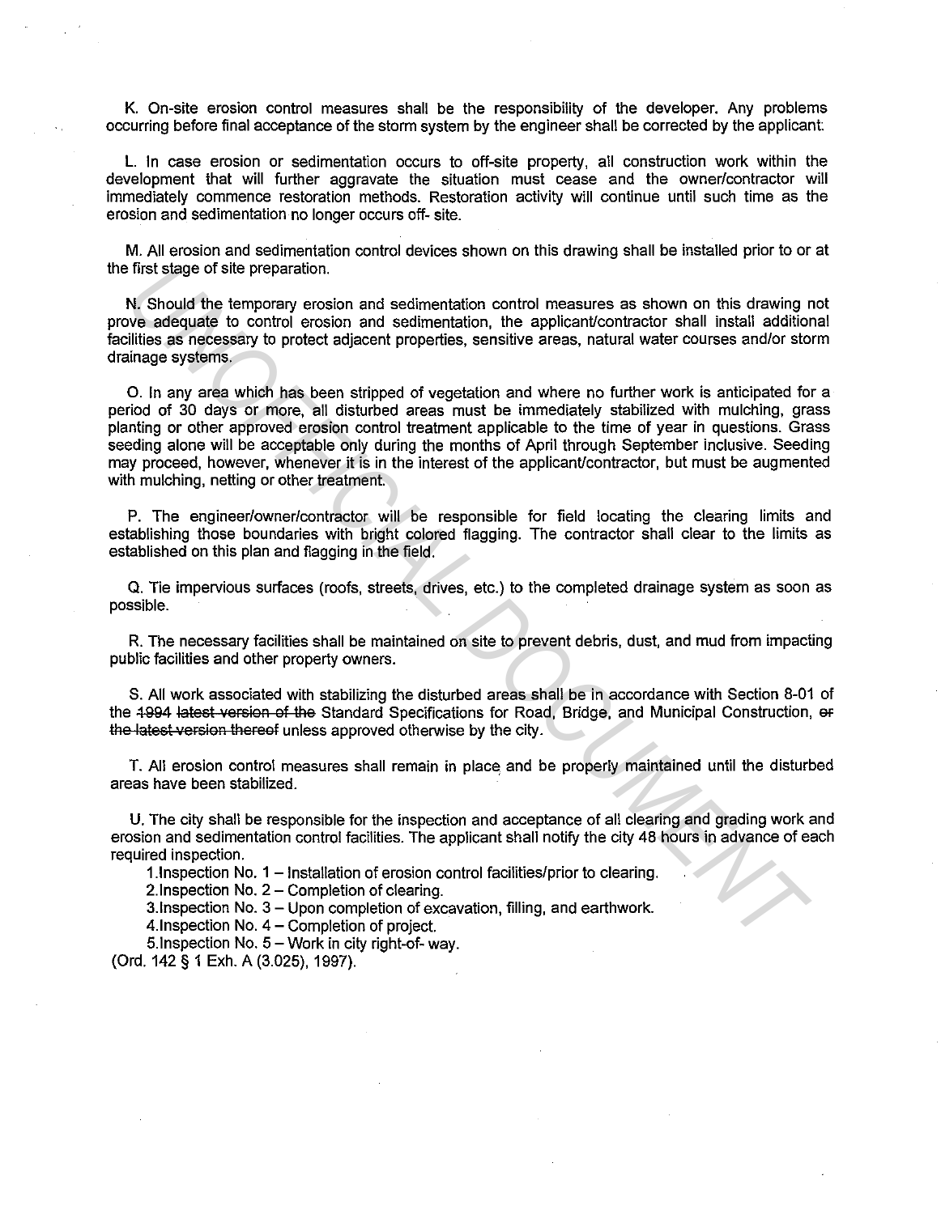K. On-site erosion control measures shall be the responsibility of the developer. Any problems occurring before final acceptance of the storm system by the engineer shall be corrected by the applicant.

L. In case erosion or sedimentation occurs to off-site property, all construction work within the development that will further aggravate the situation must cease and the owner/contractor will immediately commence restoration methods. Restoration activity will continue until such time as the erosion and sedimentation no longer occurs off- site.

M. All erosion and sedimentation control devices shown on this drawing shall be installed prior to or at the first stage of site preparation.

N. Should the temporary erosion and sedimentation control measures as shown on this drawing not prove adequate to control erosion and sedimentation, the applicant/contractor shall install additional facilities as necessary to protect adjacent properties, sensitive areas, natural water courses and/or storm drainage systems.

O. In any area which has been stripped of vegetation and where no further work is anticipated for a period of 30 days or more, all disturbed areas must be immediately stabilized with mulching, grass planting or other approved erosion control treatment applicable to the time of year in questions. Grass seeding alone will be acceptable only during the months of April through September inclusive. Seeding may proceed, however, whenever it is in the interest of the applicant/contractor, but must be augmented with mulching, netting or other treatment.

P. The engineer/owner/contractor will be responsible for field locating the clearing limits and establishing those boundaries with bright colored flagging. The contractor shall clear to the limits as established on this plan and flagging in the field.

Q. Tie impervious surfaces (roofs, streets, drives, etc.) to the completed drainage system as soon as possible.

R. The necessary facilities shall be maintained on site to prevent debris, dust, and mud from impacting public facilities and other property owners.

S. All work associated with stabilizing the disturbed areas shall be in accordance with Section 8-01 of the ~~1994 latest version of the~~ Standard Specifications for Road, Bridge, and Municipal Construction, ~~or the latest version thereof~~ unless approved otherwise by the city.

T. All erosion control measures shall remain in place and be properly maintained until the disturbed areas have been stabilized.

U. The city shall be responsible for the inspection and acceptance of all clearing and grading work and erosion and sedimentation control facilities. The applicant shall notify the city 48 hours in advance of each required inspection.

1. Inspection No. 1 – Installation of erosion control facilities/prior to clearing.
2. Inspection No. 2 – Completion of clearing.
3. Inspection No. 3 – Upon completion of excavation, filling, and earthwork.
4. Inspection No. 4 – Completion of project.
5. Inspection No. 5 – Work in city right-of- way.

(Ord. 142 § 1 Exh. A (3.025), 1997).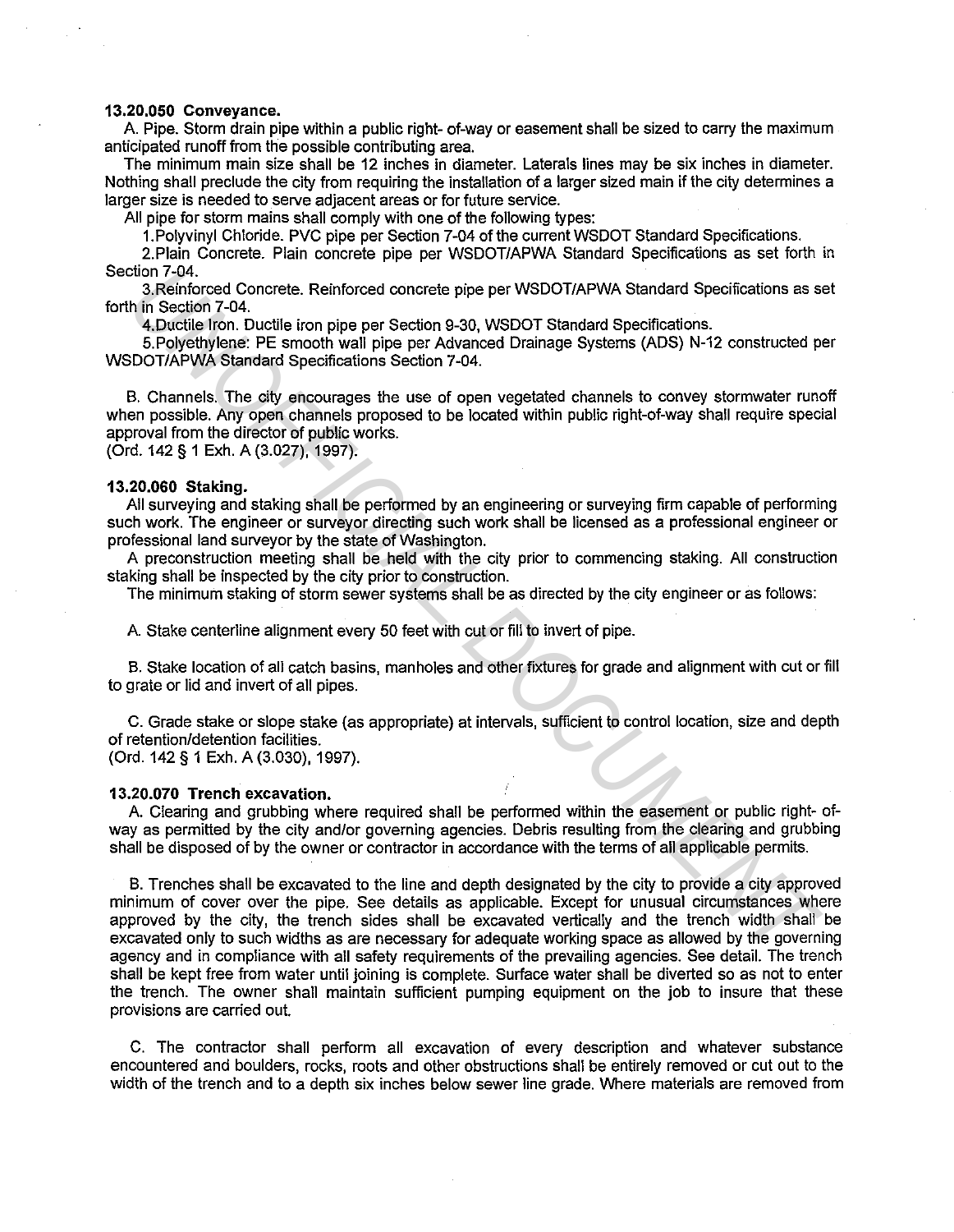**13.20.050 Conveyance.**

A. Pipe. Storm drain pipe within a public right- of-way or easement shall be sized to carry the maximum anticipated runoff from the possible contributing area.

The minimum main size shall be 12 inches in diameter. Laterals lines may be six inches in diameter. Nothing shall preclude the city from requiring the installation of a larger sized main if the city determines a larger size is needed to serve adjacent areas or for future service.

All pipe for storm mains shall comply with one of the following types:

1. Polyvinyl Chloride. PVC pipe per Section 7-04 of the current WSDOT Standard Specifications.
2. Plain Concrete. Plain concrete pipe per WSDOT/APWA Standard Specifications as set forth in Section 7-04.
3. Reinforced Concrete. Reinforced concrete pipe per WSDOT/APWA Standard Specifications as set forth in Section 7-04.
4. Ductile Iron. Ductile iron pipe per Section 9-30, WSDOT Standard Specifications.
5. Polyethylene: PE smooth wall pipe per Advanced Drainage Systems (ADS) N-12 constructed per WSDOT/APWA Standard Specifications Section 7-04.

B. Channels. The city encourages the use of open vegetated channels to convey stormwater runoff when possible. Any open channels proposed to be located within public right-of-way shall require special approval from the director of public works.

(Ord. 142 § 1 Exh. A (3.027), 1997).

**13.20.060 Staking.**

All surveying and staking shall be performed by an engineering or surveying firm capable of performing such work. The engineer or surveyor directing such work shall be licensed as a professional engineer or professional land surveyor by the state of Washington.

A preconstruction meeting shall be held with the city prior to commencing staking. All construction staking shall be inspected by the city prior to construction.

The minimum staking of storm sewer systems shall be as directed by the city engineer or as follows:

A. Stake centerline alignment every 50 feet with cut or fill to invert of pipe.

B. Stake location of all catch basins, manholes and other fixtures for grade and alignment with cut or fill to grate or lid and invert of all pipes.

C. Grade stake or slope stake (as appropriate) at intervals, sufficient to control location, size and depth of retention/detention facilities.

(Ord. 142 § 1 Exh. A (3.030), 1997).

**13.20.070 Trench excavation.**

A. Clearing and grubbing where required shall be performed within the easement or public right- of-way as permitted by the city and/or governing agencies. Debris resulting from the clearing and grubbing shall be disposed of by the owner or contractor in accordance with the terms of all applicable permits.

B. Trenches shall be excavated to the line and depth designated by the city to provide a city approved minimum of cover over the pipe. See details as applicable. Except for unusual circumstances where approved by the city, the trench sides shall be excavated vertically and the trench width shall be excavated only to such widths as are necessary for adequate working space as allowed by the governing agency and in compliance with all safety requirements of the prevailing agencies. See detail. The trench shall be kept free from water until joining is complete. Surface water shall be diverted so as not to enter the trench. The owner shall maintain sufficient pumping equipment on the job to insure that these provisions are carried out.

C. The contractor shall perform all excavation of every description and whatever substance encountered and boulders, rocks, roots and other obstructions shall be entirely removed or cut out to the width of the trench and to a depth six inches below sewer line grade. Where materials are removed from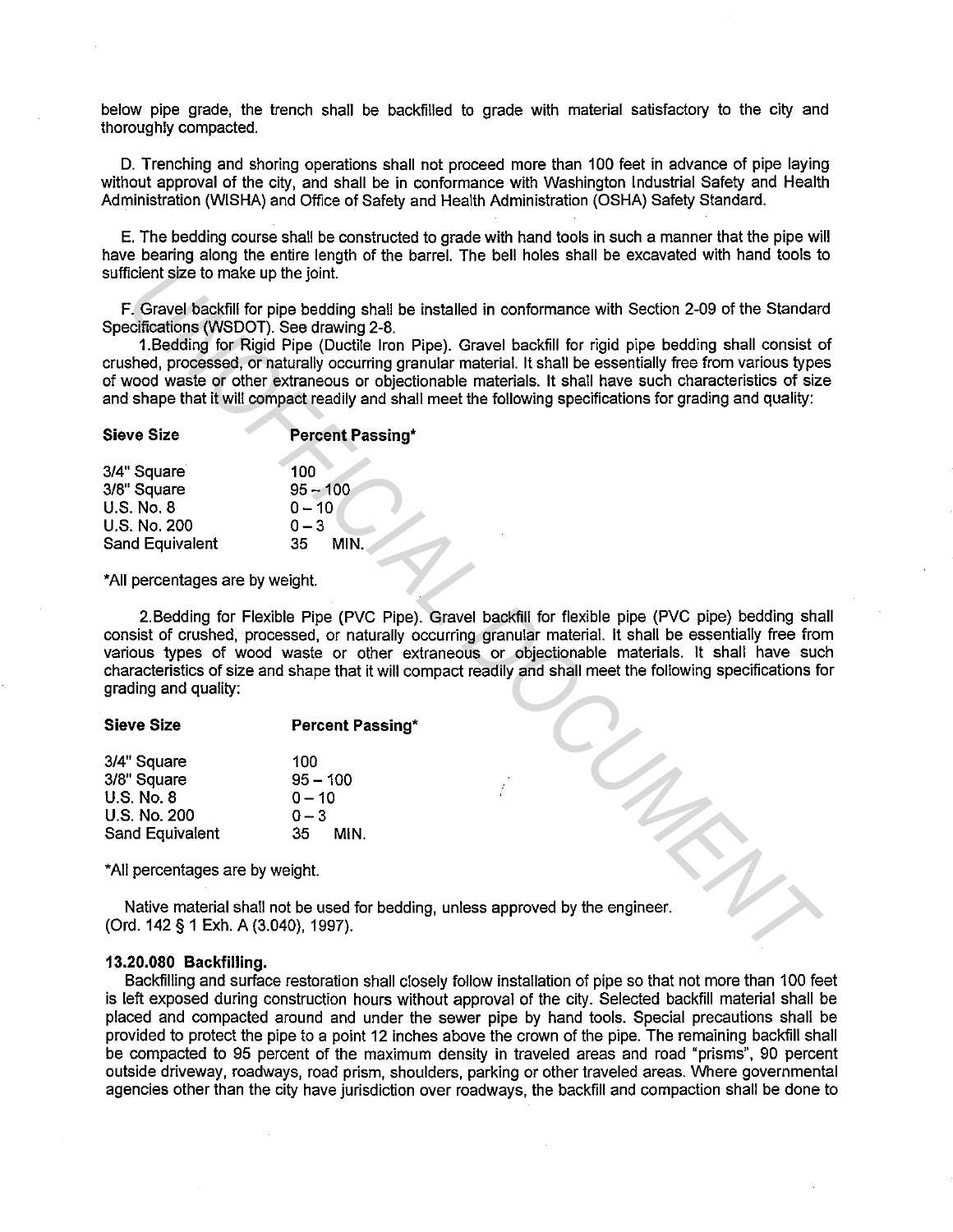below pipe grade, the trench shall be backfilled to grade with material satisfactory to the city and thoroughly compacted.

D. Trenching and shoring operations shall not proceed more than 100 feet in advance of pipe laying without approval of the city, and shall be in conformance with Washington Industrial Safety and Health Administration (WISHA) and Office of Safety and Health Administration (OSHA) Safety Standard.

E. The bedding course shall be constructed to grade with hand tools in such a manner that the pipe will have bearing along the entire length of the barrel. The bell holes shall be excavated with hand tools to sufficient size to make up the joint.

F. Gravel backfill for pipe bedding shall be installed in conformance with Section 2-09 of the Standard Specifications (WSDOT). See drawing 2-8.

1.Bedding for Rigid Pipe (Ductile Iron Pipe). Gravel backfill for rigid pipe bedding shall consist of crushed, processed, or naturally occurring granular material. It shall be essentially free from various types of wood waste or other extraneous or objectionable materials. It shall have such characteristics of size and shape that it will compact readily and shall meet the following specifications for grading and quality:

| Sieve Size | Percent Passing* |
|---|---|
| 3/4" Square | 100 |
| 3/8" Square | 95 – 100 |
| U.S. No. 8 | 0 – 10 |
| U.S. No. 200 | 0 – 3 |
| Sand Equivalent | 35 MIN. |

*All percentages are by weight.

2.Bedding for Flexible Pipe (PVC Pipe). Gravel backfill for flexible pipe (PVC pipe) bedding shall consist of crushed, processed, or naturally occurring granular material. It shall be essentially free from various types of wood waste or other extraneous or objectionable materials. It shall have such characteristics of size and shape that it will compact readily and shall meet the following specifications for grading and quality:

| Sieve Size | Percent Passing* |
|---|---|
| 3/4" Square | 100 |
| 3/8" Square | 95 – 100 |
| U.S. No. 8 | 0 – 10 |
| U.S. No. 200 | 0 – 3 |
| Sand Equivalent | 35 MIN. |

*All percentages are by weight.

Native material shall not be used for bedding, unless approved by the engineer.
(Ord. 142 § 1 Exh. A (3.040), 1997).

**13.20.080 Backfilling.**

Backfilling and surface restoration shall closely follow installation of pipe so that not more than 100 feet is left exposed during construction hours without approval of the city. Selected backfill material shall be placed and compacted around and under the sewer pipe by hand tools. Special precautions shall be provided to protect the pipe to a point 12 inches above the crown of the pipe. The remaining backfill shall be compacted to 95 percent of the maximum density in traveled areas and road "prisms", 90 percent outside driveway, roadways, road prism, shoulders, parking or other traveled areas. Where governmental agencies other than the city have jurisdiction over roadways, the backfill and compaction shall be done to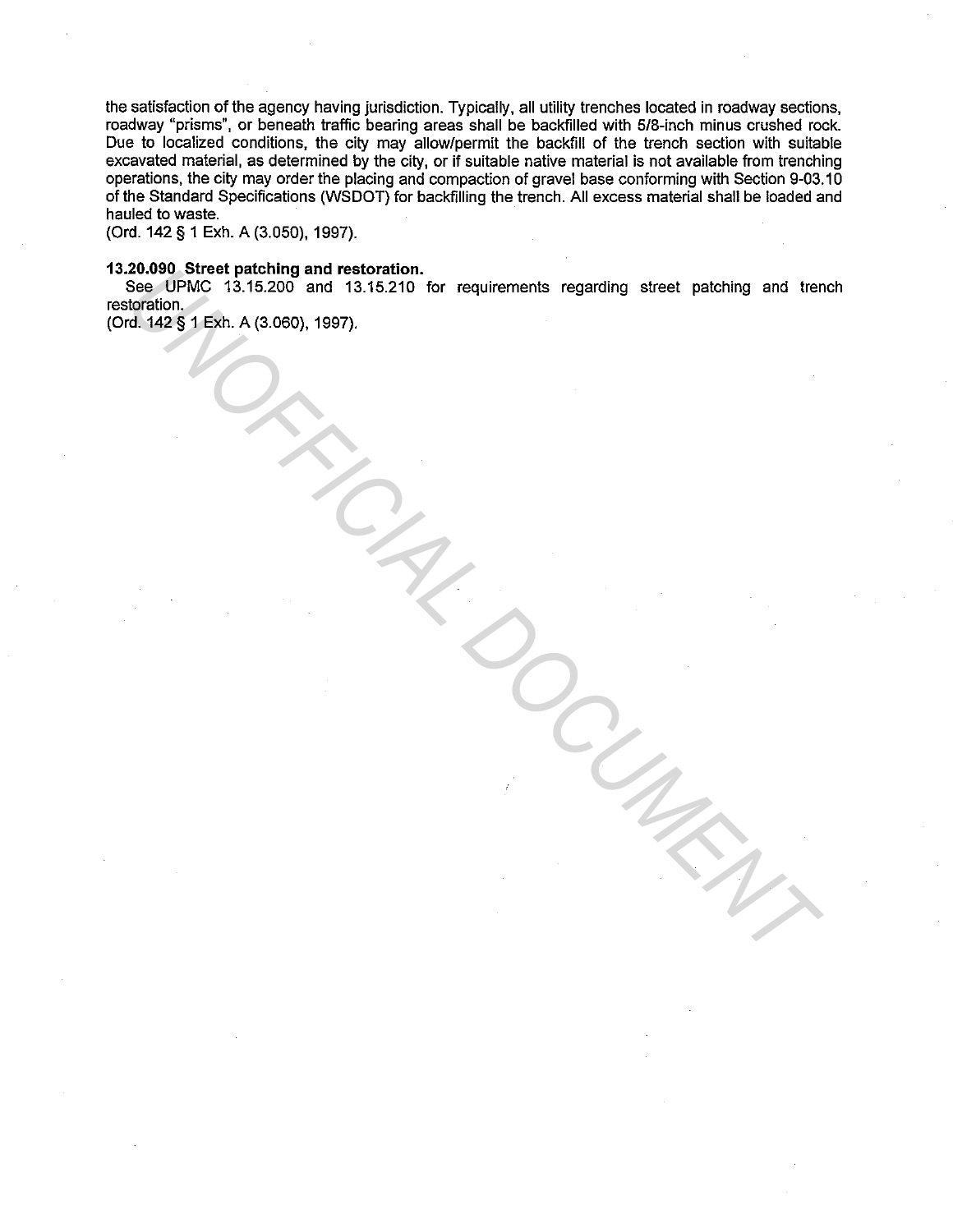the satisfaction of the agency having jurisdiction. Typically, all utility trenches located in roadway sections, roadway "prisms", or beneath traffic bearing areas shall be backfilled with 5/8-inch minus crushed rock. Due to localized conditions, the city may allow/permit the backfill of the trench section with suitable excavated material, as determined by the city, or if suitable native material is not available from trenching operations, the city may order the placing and compaction of gravel base conforming with Section 9-03.10 of the Standard Specifications (WSDOT) for backfilling the trench. All excess material shall be loaded and hauled to waste.
(Ord. 142 § 1 Exh. A (3.050), 1997).

**13.20.090 Street patching and restoration.**

See UPMC 13.15.200 and 13.15.210 for requirements regarding street patching and trench restoration.
(Ord. 142 § 1 Exh. A (3.060), 1997).